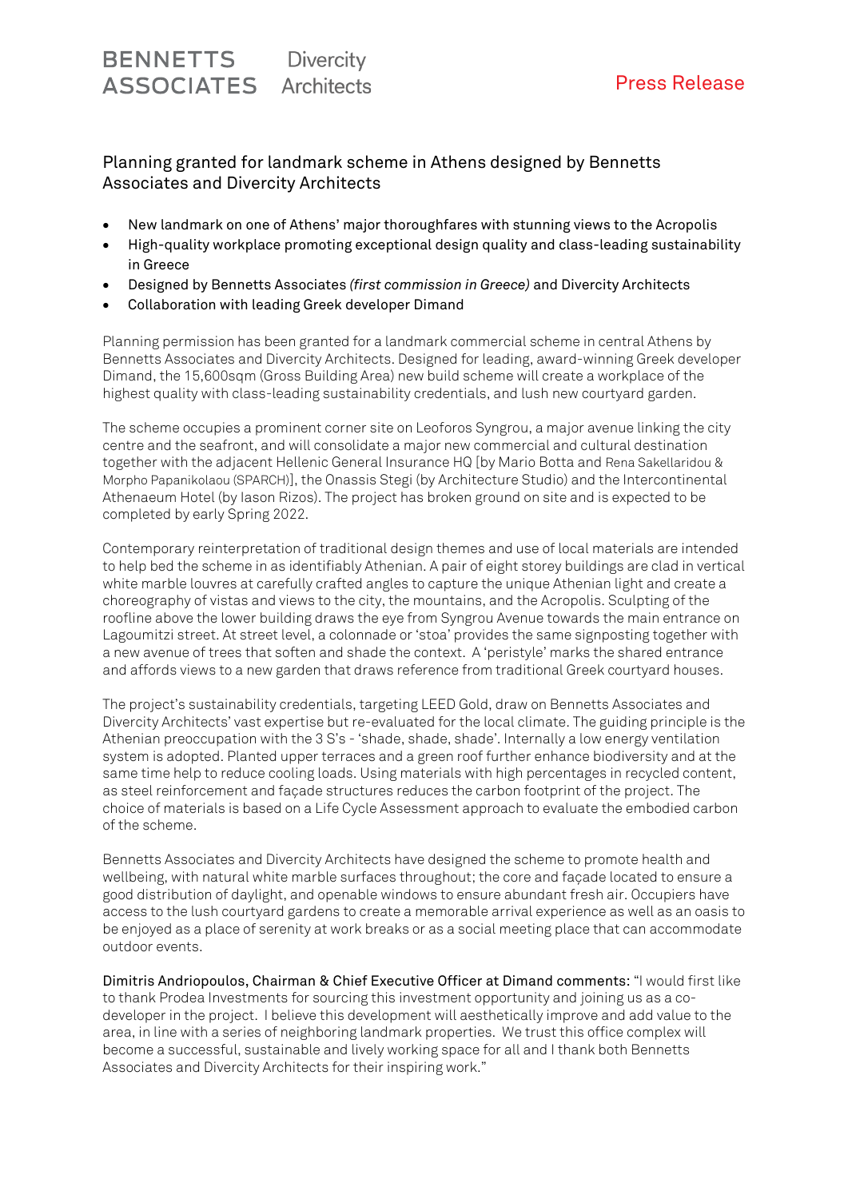BENNETTS ASSOCIATES    Divercity Architects

Press Release

# Planning granted for landmark scheme in Athens designed by Bennetts Associates and Divercity Architects

- New landmark on one of Athens' major thoroughfares with stunning views to the Acropolis
- High-quality workplace promoting exceptional design quality and class-leading sustainability in Greece
- Designed by Bennetts Associates *(first commission in Greece)* and Divercity Architects
- Collaboration with leading Greek developer Dimand

Planning permission has been granted for a landmark commercial scheme in central Athens by Bennetts Associates and Divercity Architects. Designed for leading, award-winning Greek developer Dimand, the 15,600sqm (Gross Building Area) new build scheme will create a workplace of the highest quality with class-leading sustainability credentials, and lush new courtyard garden.

The scheme occupies a prominent corner site on Leoforos Syngrou, a major avenue linking the city centre and the seafront, and will consolidate a major new commercial and cultural destination together with the adjacent Hellenic General Insurance HQ [by Mario Botta and Rena Sakellaridou & Morpho Papanikolaou (SPARCH)], the Onassis Stegi (by Architecture Studio) and the Intercontinental Athenaeum Hotel (by Iason Rizos). The project has broken ground on site and is expected to be completed by early Spring 2022.

Contemporary reinterpretation of traditional design themes and use of local materials are intended to help bed the scheme in as identifiably Athenian. A pair of eight storey buildings are clad in vertical white marble louvres at carefully crafted angles to capture the unique Athenian light and create a choreography of vistas and views to the city, the mountains, and the Acropolis. Sculpting of the roofline above the lower building draws the eye from Syngrou Avenue towards the main entrance on Lagoumitzi street. At street level, a colonnade or 'stoa' provides the same signposting together with a new avenue of trees that soften and shade the context. A 'peristyle' marks the shared entrance and affords views to a new garden that draws reference from traditional Greek courtyard houses.

The project's sustainability credentials, targeting LEED Gold, draw on Bennetts Associates and Divercity Architects' vast expertise but re-evaluated for the local climate. The guiding principle is the Athenian preoccupation with the 3 S's - 'shade, shade, shade'. Internally a low energy ventilation system is adopted. Planted upper terraces and a green roof further enhance biodiversity and at the same time help to reduce cooling loads. Using materials with high percentages in recycled content, as steel reinforcement and façade structures reduces the carbon footprint of the project. The choice of materials is based on a Life Cycle Assessment approach to evaluate the embodied carbon of the scheme.

Bennetts Associates and Divercity Architects have designed the scheme to promote health and wellbeing, with natural white marble surfaces throughout; the core and façade located to ensure a good distribution of daylight, and openable windows to ensure abundant fresh air. Occupiers have access to the lush courtyard gardens to create a memorable arrival experience as well as an oasis to be enjoyed as a place of serenity at work breaks or as a social meeting place that can accommodate outdoor events.

Dimitris Andriopoulos, Chairman & Chief Executive Officer at Dimand comments: "I would first like to thank Prodea Investments for sourcing this investment opportunity and joining us as a co-developer in the project. I believe this development will aesthetically improve and add value to the area, in line with a series of neighboring landmark properties. We trust this office complex will become a successful, sustainable and lively working space for all and I thank both Bennetts Associates and Divercity Architects for their inspiring work."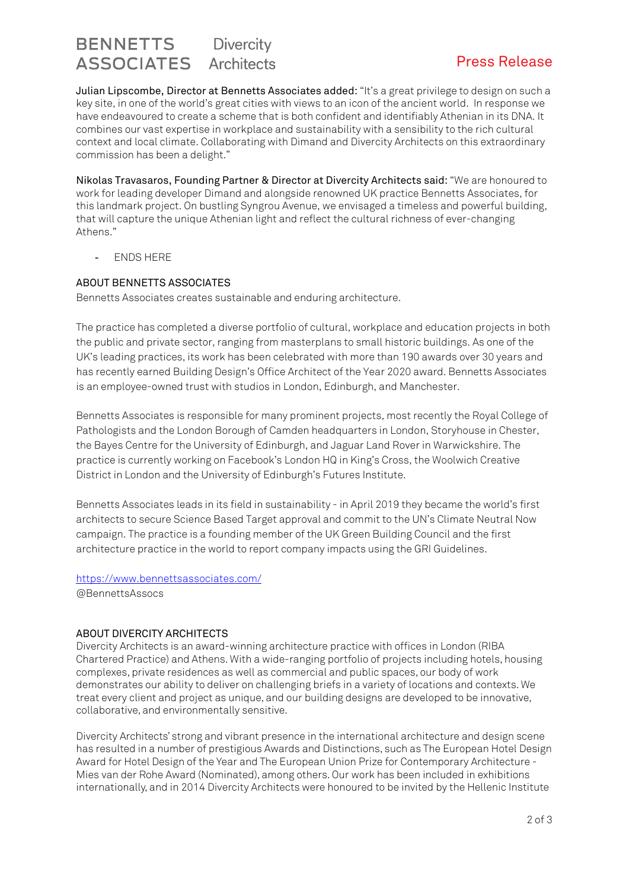**Julian Lipscombe, Director at Bennetts Associates added:** "It's a great privilege to design on such a key site, in one of the world's great cities with views to an icon of the ancient world.  In response we have endeavoured to create a scheme that is both confident and identifiably Athenian in its DNA. It combines our vast expertise in workplace and sustainability with a sensibility to the rich cultural context and local climate. Collaborating with Dimand and Divercity Architects on this extraordinary commission has been a delight."

**Nikolas Travasaros, Founding Partner & Director at Divercity Architects said:** "We are honoured to work for leading developer Dimand and alongside renowned UK practice Bennetts Associates, for this landmark project. On bustling Syngrou Avenue, we envisaged a timeless and powerful building, that will capture the unique Athenian light and reflect the cultural richness of ever-changing Athens."

- ENDS HERE

## ABOUT BENNETTS ASSOCIATES

Bennetts Associates creates sustainable and enduring architecture.

The practice has completed a diverse portfolio of cultural, workplace and education projects in both the public and private sector, ranging from masterplans to small historic buildings. As one of the UK's leading practices, its work has been celebrated with more than 190 awards over 30 years and has recently earned Building Design's Office Architect of the Year 2020 award. Bennetts Associates is an employee-owned trust with studios in London, Edinburgh, and Manchester.

Bennetts Associates is responsible for many prominent projects, most recently the Royal College of Pathologists and the London Borough of Camden headquarters in London, Storyhouse in Chester, the Bayes Centre for the University of Edinburgh, and Jaguar Land Rover in Warwickshire. The practice is currently working on Facebook's London HQ in King's Cross, the Woolwich Creative District in London and the University of Edinburgh's Futures Institute.

Bennetts Associates leads in its field in sustainability - in April 2019 they became the world's first architects to secure Science Based Target approval and commit to the UN's Climate Neutral Now campaign. The practice is a founding member of the UK Green Building Council and the first architecture practice in the world to report company impacts using the GRI Guidelines.

https://www.bennettsassociates.com/
@BennettsAssocs

## ABOUT DIVERCITY ARCHITECTS

Divercity Architects is an award-winning architecture practice with offices in London (RIBA Chartered Practice) and Athens. With a wide-ranging portfolio of projects including hotels, housing complexes, private residences as well as commercial and public spaces, our body of work demonstrates our ability to deliver on challenging briefs in a variety of locations and contexts. We treat every client and project as unique, and our building designs are developed to be innovative, collaborative, and environmentally sensitive.

Divercity Architects' strong and vibrant presence in the international architecture and design scene has resulted in a number of prestigious Awards and Distinctions, such as The European Hotel Design Award for Hotel Design of the Year and The European Union Prize for Contemporary Architecture - Mies van der Rohe Award (Nominated), among others. Our work has been included in exhibitions internationally, and in 2014 Divercity Architects were honoured to be invited by the Hellenic Institute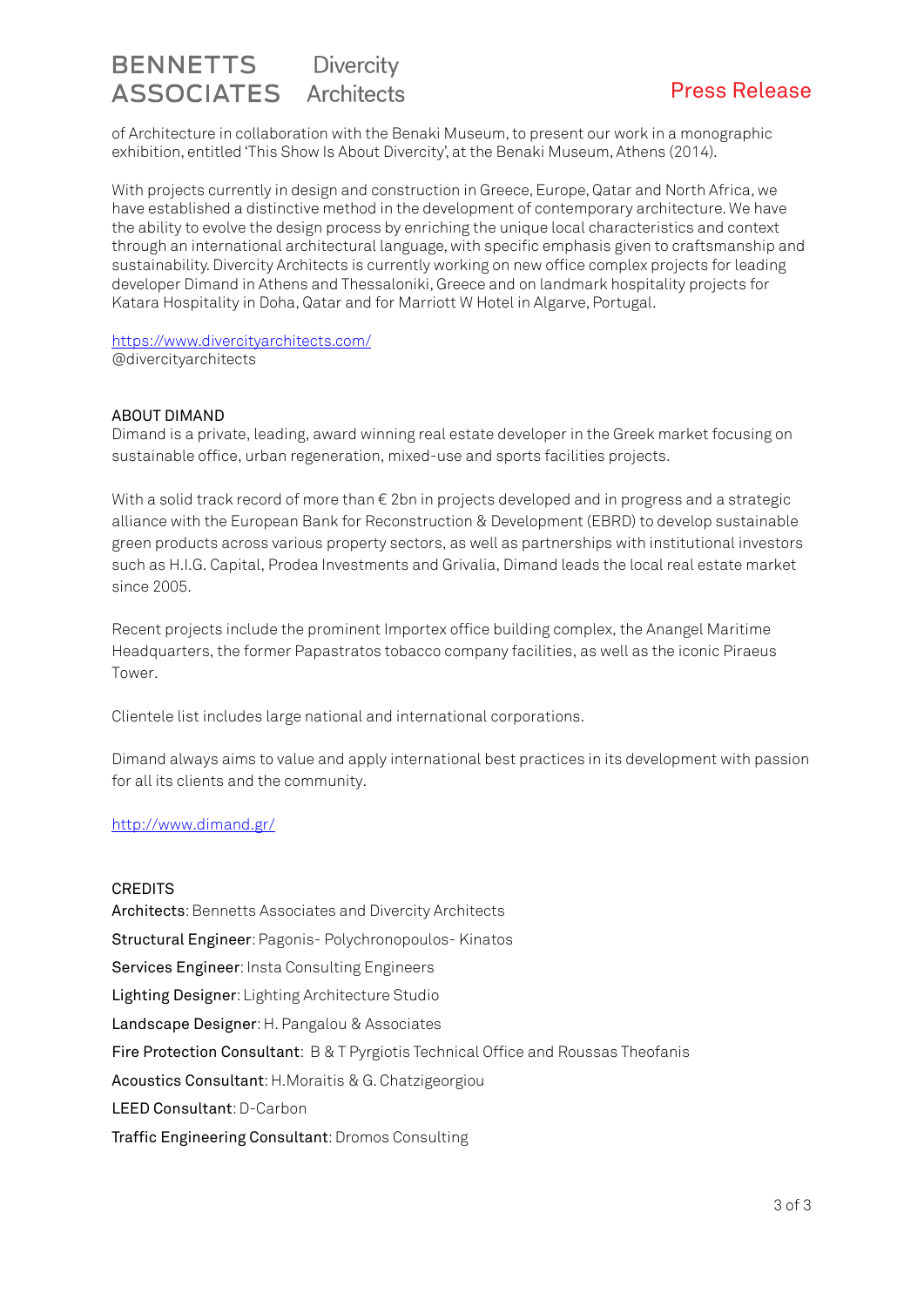of Architecture in collaboration with the Benaki Museum, to present our work in a monographic exhibition, entitled 'This Show Is About Divercity', at the Benaki Museum, Athens (2014).

With projects currently in design and construction in Greece, Europe, Qatar and North Africa, we have established a distinctive method in the development of contemporary architecture. We have the ability to evolve the design process by enriching the unique local characteristics and context through an international architectural language, with specific emphasis given to craftsmanship and sustainability. Divercity Architects is currently working on new office complex projects for leading developer Dimand in Athens and Thessaloniki, Greece and on landmark hospitality projects for Katara Hospitality in Doha, Qatar and for Marriott W Hotel in Algarve, Portugal.

https://www.divercityarchitects.com/
@divercityarchitects

ABOUT DIMAND

Dimand is a private, leading, award winning real estate developer in the Greek market focusing on sustainable office, urban regeneration, mixed-use and sports facilities projects.

With a solid track record of more than € 2bn in projects developed and in progress and a strategic alliance with the European Bank for Reconstruction & Development (EBRD) to develop sustainable green products across various property sectors, as well as partnerships with institutional investors such as H.I.G. Capital, Prodea Investments and Grivalia, Dimand leads the local real estate market since 2005.

Recent projects include the prominent Importex office building complex, the Anangel Maritime Headquarters, the former Papastratos tobacco company facilities, as well as the iconic Piraeus Tower.

Clientele list includes large national and international corporations.

Dimand always aims to value and apply international best practices in its development with passion for all its clients and the community.

http://www.dimand.gr/

CREDITS

Architects: Bennetts Associates and Divercity Architects

Structural Engineer: Pagonis- Polychronopoulos- Kinatos

Services Engineer: Insta Consulting Engineers

Lighting Designer: Lighting Architecture Studio

Landscape Designer: H. Pangalou & Associates

Fire Protection Consultant: B & T Pyrgiotis Technical Office and Roussas Theofanis

Acoustics Consultant: H.Moraitis & G. Chatzigeorgiou

LEED Consultant: D-Carbon

Traffic Engineering Consultant: Dromos Consulting